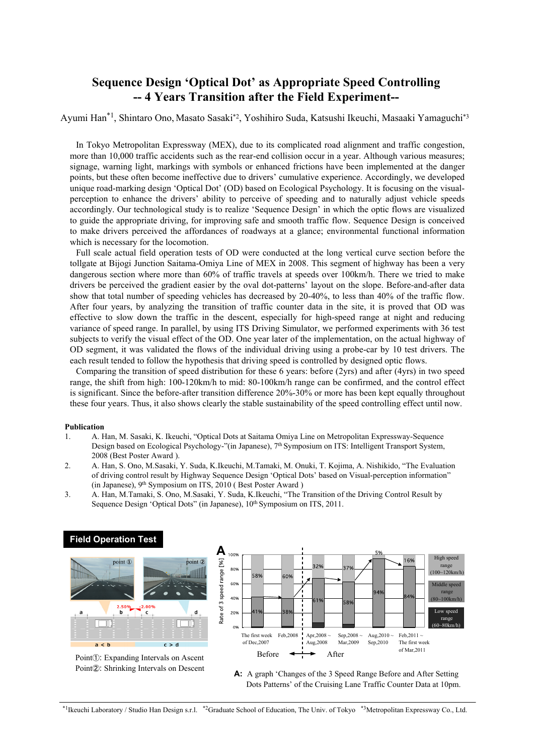# Sequence Design 'Optical Dot' as Appropriate Speed Controlling
## -- 4 Years Transition after the Field Experiment--

Ayumi Han[*1], Shintaro Ono, Masato Sasaki[*2], Yoshihiro Suda, Katsushi Ikeuchi, Masaaki Yamaguchi[*3]

In Tokyo Metropolitan Expressway (MEX), due to its complicated road alignment and traffic congestion, more than 10,000 traffic accidents such as the rear-end collision occur in a year. Although various measures; signage, warning light, markings with symbols or enhanced frictions have been implemented at the danger points, but these often become ineffective due to drivers' cumulative experience. Accordingly, we developed unique road-marking design 'Optical Dot' (OD) based on Ecological Psychology. It is focusing on the visual-perception to enhance the drivers' ability to perceive of speeding and to naturally adjust vehicle speeds accordingly. Our technological study is to realize 'Sequence Design' in which the optic flows are visualized to guide the appropriate driving, for improving safe and smooth traffic flow. Sequence Design is conceived to make drivers perceived the affordances of roadways at a glance; environmental functional information which is necessary for the locomotion.

Full scale actual field operation tests of OD were conducted at the long vertical curve section before the tollgate at Bijogi Junction Saitama-Omiya Line of MEX in 2008. This segment of highway has been a very dangerous section where more than 60% of traffic travels at speeds over 100km/h. There we tried to make drivers be perceived the gradient easier by the oval dot-patterns' layout on the slope. Before-and-after data show that total number of speeding vehicles has decreased by 20-40%, to less than 40% of the traffic flow. After four years, by analyzing the transition of traffic counter data in the site, it is proved that OD was effective to slow down the traffic in the descent, especially for high-speed range at night and reducing variance of speed range. In parallel, by using ITS Driving Simulator, we performed experiments with 36 test subjects to verify the visual effect of the OD. One year later of the implementation, on the actual highway of OD segment, it was validated the flows of the individual driving using a probe-car by 10 test drivers. The each result tended to follow the hypothesis that driving speed is controlled by designed optic flows.

Comparing the transition of speed distribution for these 6 years: before (2yrs) and after (4yrs) in two speed range, the shift from high: 100-120km/h to mid: 80-100km/h range can be confirmed, and the control effect is significant. Since the before-after transition difference 20%-30% or more has been kept equally throughout these four years. Thus, it also shows clearly the stable sustainability of the speed controlling effect until now.

**Publication**

1. A. Han, M. Sasaki, K. Ikeuchi, "Optical Dots at Saitama Omiya Line on Metropolitan Expressway-Sequence Design based on Ecological Psychology-"(in Japanese), 7th Symposium on ITS: Intelligent Transport System, 2008 (Best Poster Award ).
2. A. Han, S. Ono, M.Sasaki, Y. Suda, K.Ikeuchi, M.Tamaki, M. Onuki, T. Kojima, A. Nishikido, "The Evaluation of driving control result by Highway Sequence Design 'Optical Dots' based on Visual-perception information" (in Japanese), 9th Symposium on ITS, 2010 ( Best Poster Award )
3. A. Han, M.Tamaki, S. Ono, M.Sasaki, Y. Suda, K.Ikeuchi, "The Transition of the Driving Control Result by Sequence Design 'Optical Dots" (in Japanese), 10th Symposium on ITS, 2011.

**Field Operation Test**

Point①: Expanding Intervals on Ascent
Point②: Shrinking Intervals on Descent

**A:** A graph 'Changes of the 3 Speed Range Before and After Setting Dots Patterns' of the Cruising Lane Traffic Counter Data at 10pm.

---

[*1]Ikeuchi Laboratory / Studio Han Design s.r.l. [*2]Graduate School of Education, The Univ. of Tokyo [*3]Metropolitan Expressway Co., Ltd.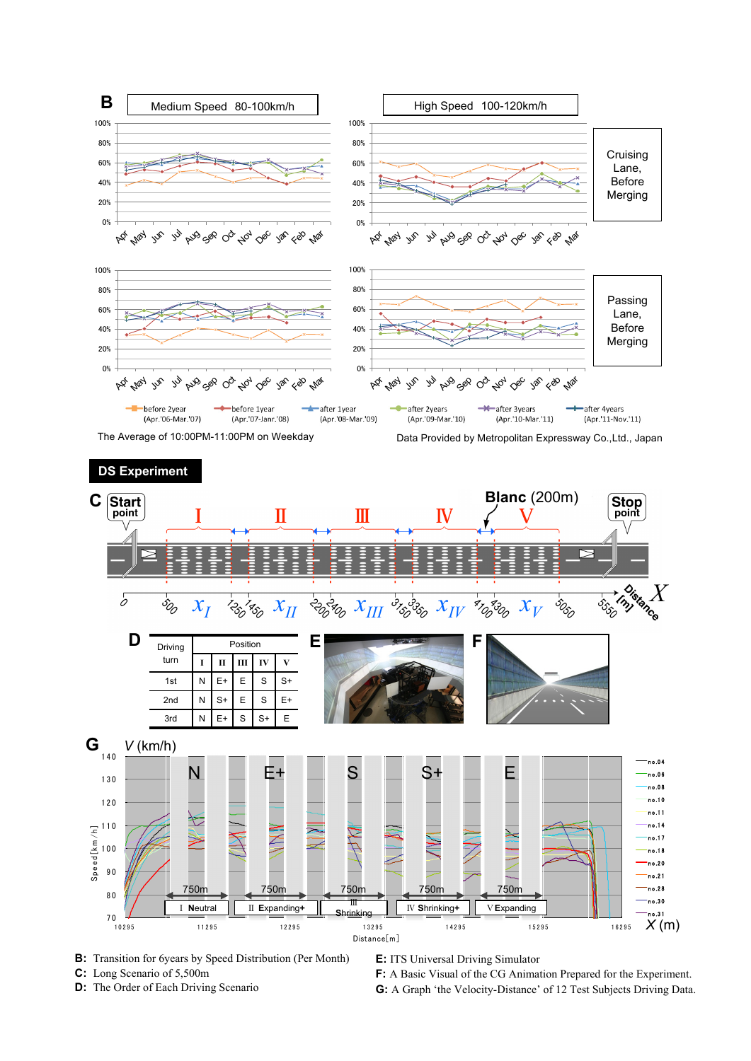**B**

Medium Speed 80-100km/h

High Speed 100-120km/h

Cruising Lane, Before Merging

Passing Lane, Before Merging

100%
80%
60%
40%
20%
0%

Apr May Jun Jul Aug Sep Oct Nov Dec Jan Feb Mar

before 2year (Apr.'06-Mar.'07)
before 1year (Apr.'07-Janr.'08)
after 1year (Apr.'08-Mar.'09)
after 2years (Apr.'09-Mar.'10)
after 3years (Apr.'10-Mar.'11)
after 4years (Apr.'11-Nov.'11)

The Average of 10:00PM-11:00PM on Weekday

Data Provided by Metropolitan Expressway Co.,Ltd., Japan

## DS Experiment

**C**

Start point

Stop point

Blanc (200m)

I II III IV V

0 500 1250 1450 2200 2400 3150 3350 4100 4300 5050 5550

$x_I$ $x_{II}$ $x_{III}$ $x_{IV}$ $x_V$

Distance [m] $X$

**D**

| Driving turn | Position | | | | |
|---|---|---|---|---|---|
| | I | II | III | IV | V |
| 1st | N | E+ | E | S | S+ |
| 2nd | N | S+ | E | S | E+ |
| 3rd | N | E+ | S | S+ | E |

**E**

**F**

**G**

$V$ (km/h)

140
130
120
110
100
90
80
70

Speed [km/h]

N E+ S S+ E

750m 750m 750m 750m 750m

I Neutral
II Expanding+
III Shrinking
IV Shrinking+
V Expanding

10295 11295 12295 13295 14295 15295 16295

Distance[m]

$X$ (m)

no.04
no.06
no.08
no.10
no.11
no.14
no.17
no.18
no.20
no.21
no.28
no.30
no.31

**B:** Transition for 6years by Speed Distribution (Per Month)
**C:** Long Scenario of 5,500m
**D:** The Order of Each Driving Scenario
**E:** ITS Universal Driving Simulator
**F:** A Basic Visual of the CG Animation Prepared for the Experiment.
**G:** A Graph 'the Velocity-Distance' of 12 Test Subjects Driving Data.